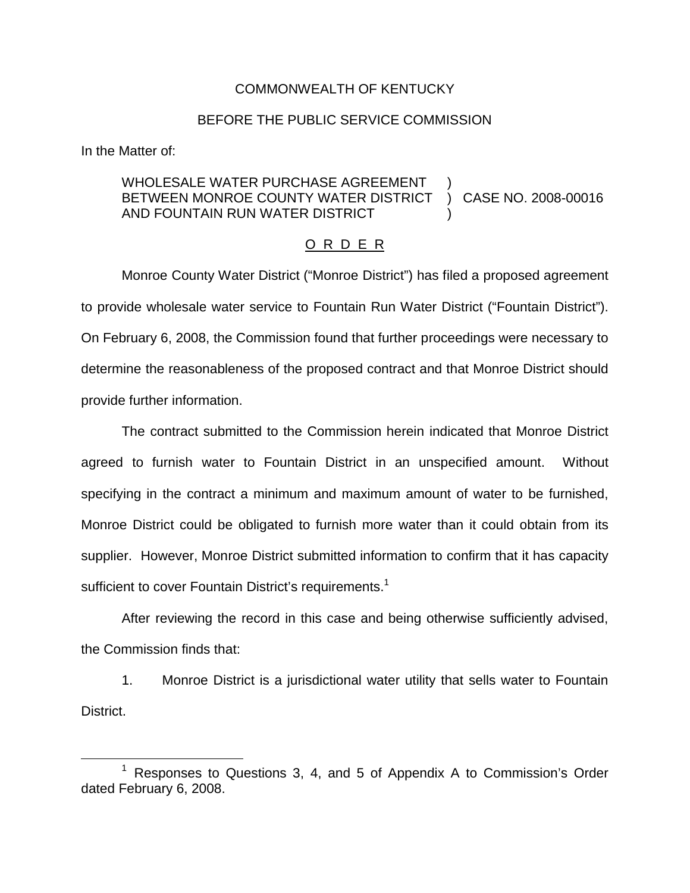COMMONWEALTH OF KENTUCKY

BEFORE THE PUBLIC SERVICE COMMISSION

In the Matter of:

WHOLESALE WATER PURCHASE AGREEMENT BETWEEN MONROE COUNTY WATER DISTRICT AND FOUNTAIN RUN WATER DISTRICT ) CASE NO. 2008-00016

O R D E R

Monroe County Water District ("Monroe District") has filed a proposed agreement to provide wholesale water service to Fountain Run Water District ("Fountain District"). On February 6, 2008, the Commission found that further proceedings were necessary to determine the reasonableness of the proposed contract and that Monroe District should provide further information.

The contract submitted to the Commission herein indicated that Monroe District agreed to furnish water to Fountain District in an unspecified amount. Without specifying in the contract a minimum and maximum amount of water to be furnished, Monroe District could be obligated to furnish more water than it could obtain from its supplier. However, Monroe District submitted information to confirm that it has capacity sufficient to cover Fountain District's requirements.[1]

After reviewing the record in this case and being otherwise sufficiently advised, the Commission finds that:

1. Monroe District is a jurisdictional water utility that sells water to Fountain District.

[1] Responses to Questions 3, 4, and 5 of Appendix A to Commission's Order dated February 6, 2008.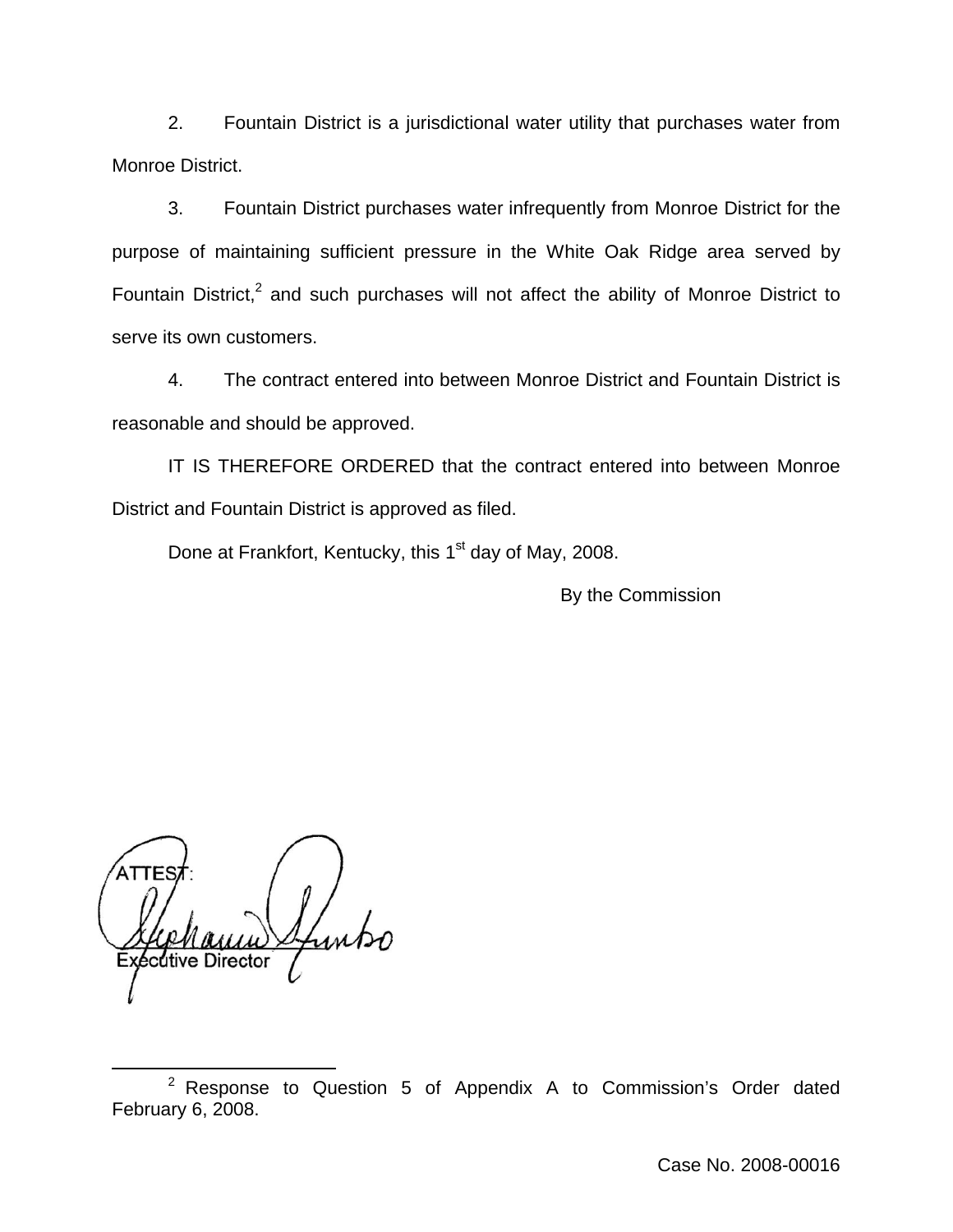2. Fountain District is a jurisdictional water utility that purchases water from Monroe District.

3. Fountain District purchases water infrequently from Monroe District for the purpose of maintaining sufficient pressure in the White Oak Ridge area served by Fountain District,[2] and such purchases will not affect the ability of Monroe District to serve its own customers.

4. The contract entered into between Monroe District and Fountain District is reasonable and should be approved.

IT IS THEREFORE ORDERED that the contract entered into between Monroe District and Fountain District is approved as filed.

Done at Frankfort, Kentucky, this 1st day of May, 2008.

By the Commission

ATTEST:

Executive Director

---

[2] Response to Question 5 of Appendix A to Commission's Order dated February 6, 2008.

Case No. 2008-00016